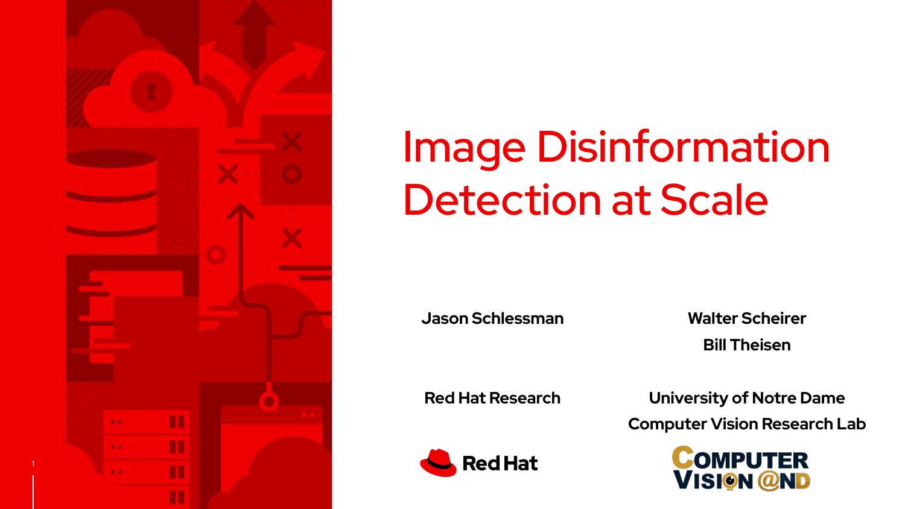# Image Disinformation Detection at Scale

Jason Schlessman

Red Hat Research

Walter Scheirer

Bill Theisen

University of Notre Dame

Computer Vision Research Lab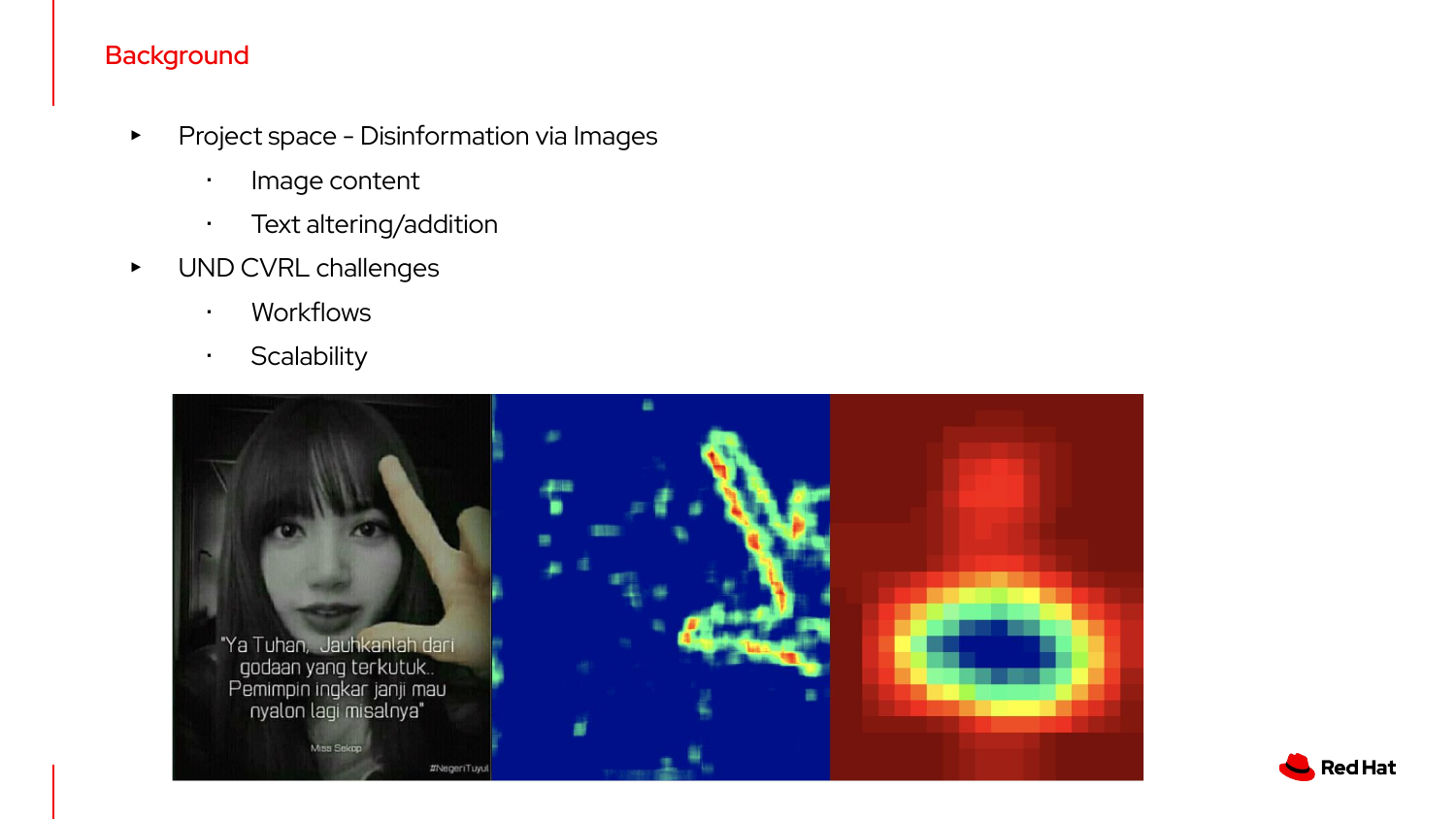## Background

- Project space - Disinformation via Images
  - Image content
  - Text altering/addition
- UND CVRL challenges
  - Workflows
  - Scalability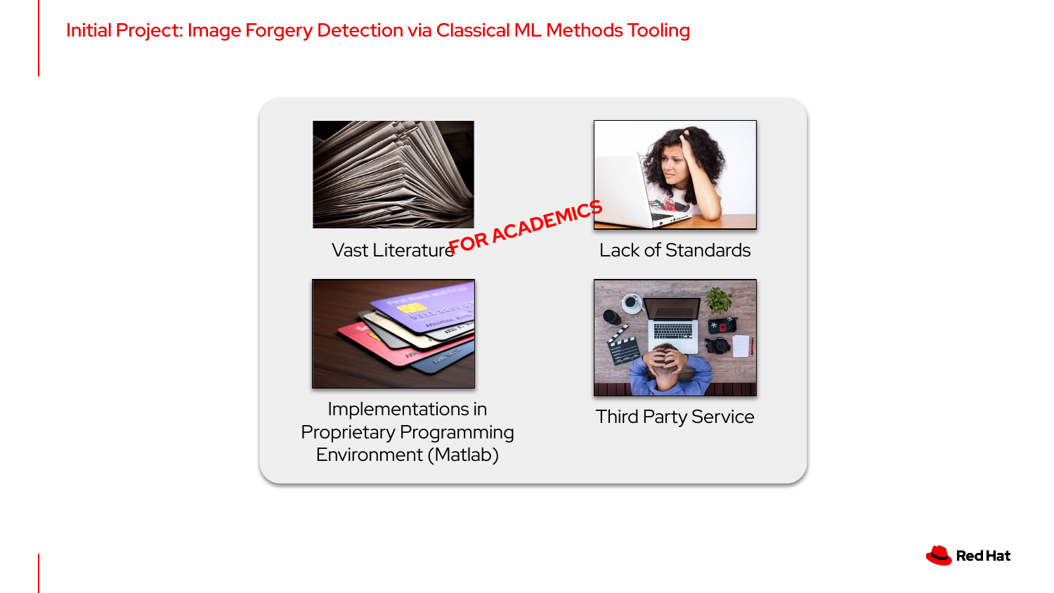# Initial Project: Image Forgery Detection via Classical ML Methods Tooling

FOR ACADEMICS

- Vast Literature
- Lack of Standards
- Implementations in Proprietary Programming Environment (Matlab)
- Third Party Service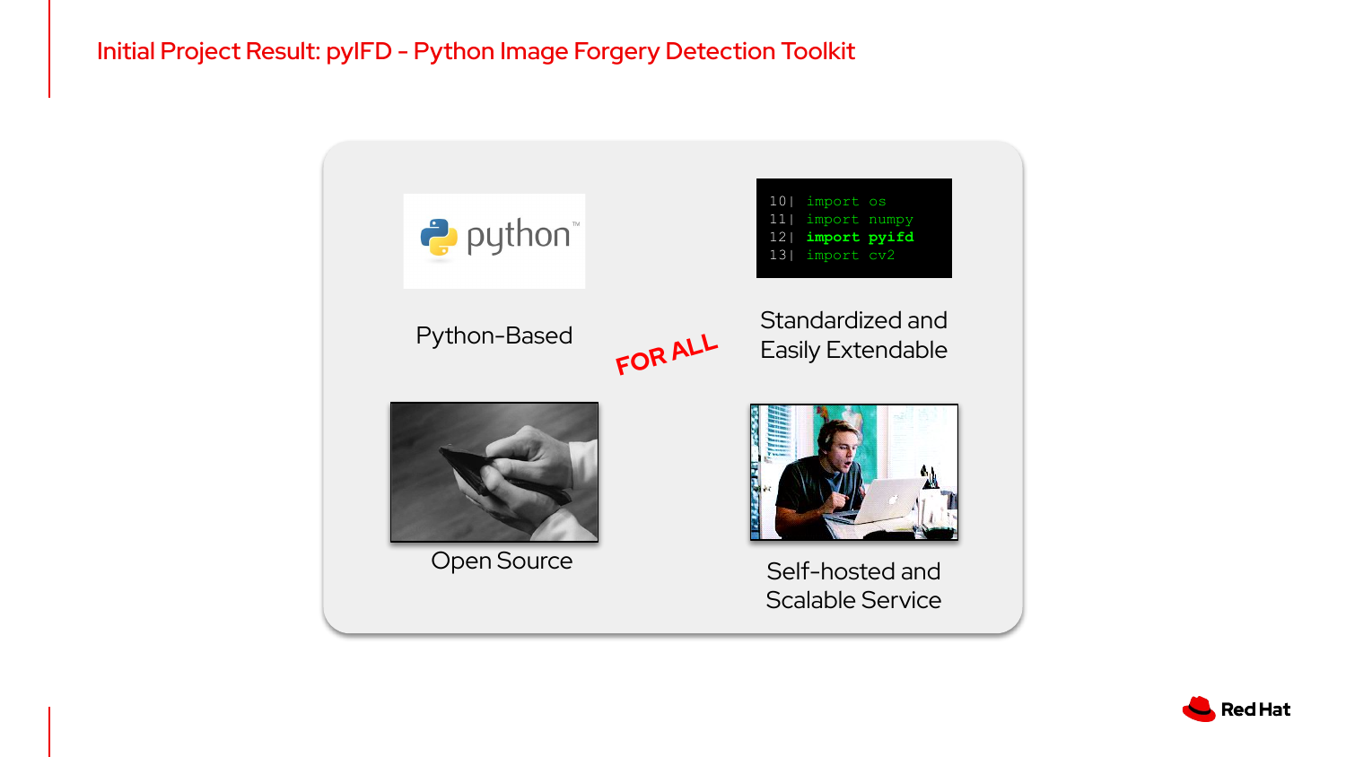# Initial Project Result: pyIFD - Python Image Forgery Detection Toolkit

```
10| import os
11| import numpy
12| import pyifd
13| import cv2
```

Python-Based

Standardized and Easily Extendable

FOR ALL

Open Source

Self-hosted and Scalable Service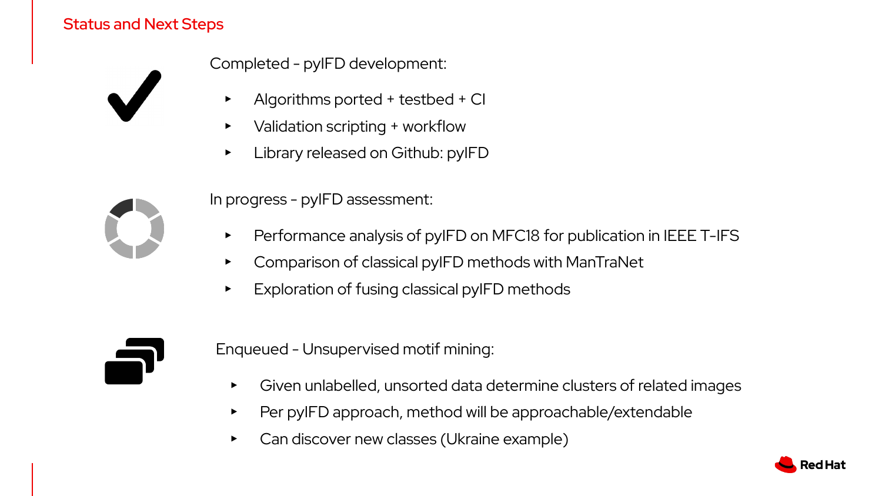## Status and Next Steps

Completed - pyIFD development:

- Algorithms ported + testbed + CI
- Validation scripting + workflow
- Library released on Github: pyIFD

In progress - pyIFD assessment:

- Performance analysis of pyIFD on MFC18 for publication in IEEE T-IFS
- Comparison of classical pyIFD methods with ManTraNet
- Exploration of fusing classical pyIFD methods

Enqueued - Unsupervised motif mining:

- Given unlabelled, unsorted data determine clusters of related images
- Per pyIFD approach, method will be approachable/extendable
- Can discover new classes (Ukraine example)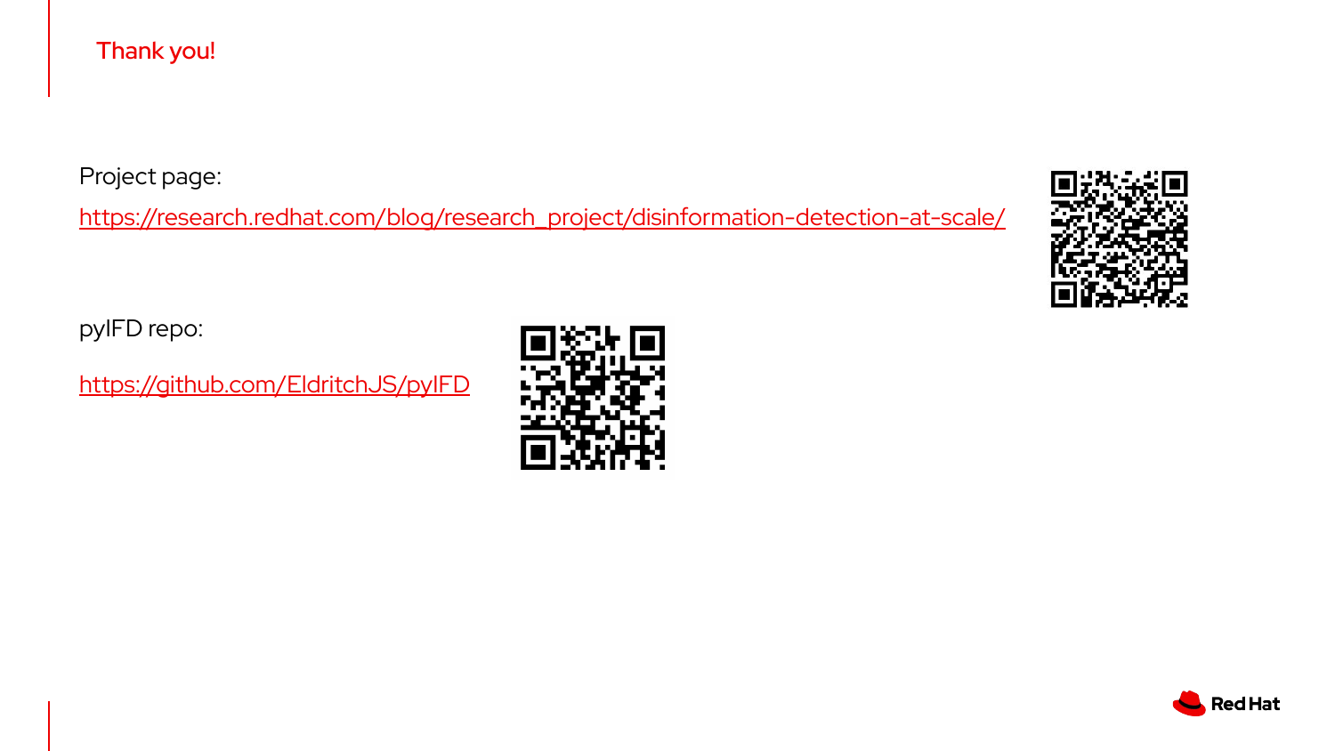# Thank you!

Project page:

https://research.redhat.com/blog/research_project/disinformation-detection-at-scale/

pyIFD repo:

https://github.com/EldritchJS/pyIFD